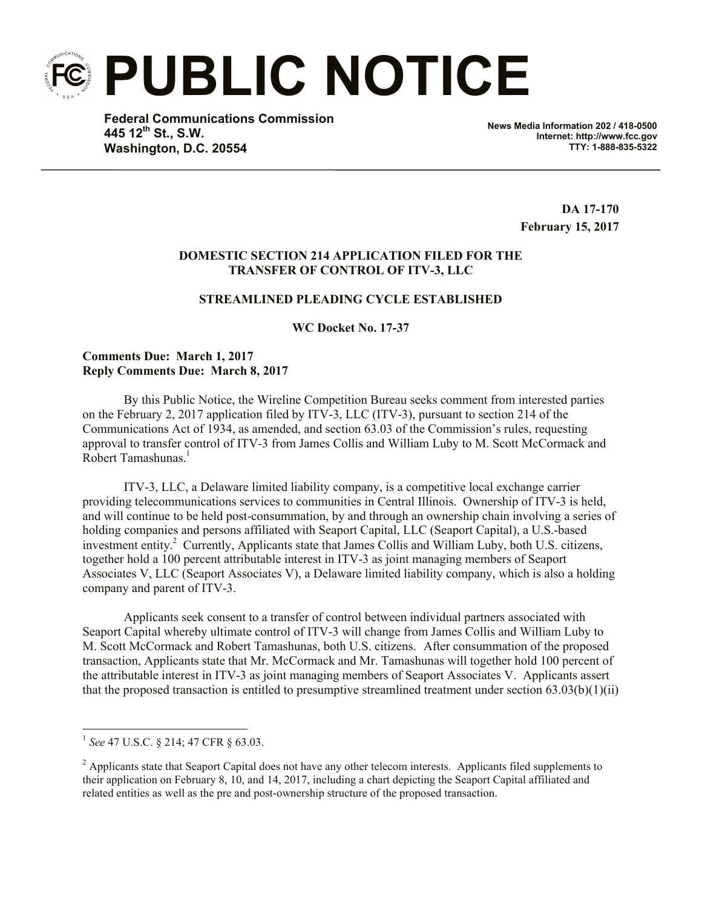# PUBLIC NOTICE

**Federal Communications Commission**
**445 12th St., S.W.**
**Washington, D.C. 20554**

**News Media Information 202 / 418-0500**
**Internet: http://www.fcc.gov**
**TTY: 1-888-835-5322**

**DA 17-170**
**February 15, 2017**

**DOMESTIC SECTION 214 APPLICATION FILED FOR THE TRANSFER OF CONTROL OF ITV-3, LLC**

**STREAMLINED PLEADING CYCLE ESTABLISHED**

**WC Docket No. 17-37**

**Comments Due: March 1, 2017**
**Reply Comments Due: March 8, 2017**

By this Public Notice, the Wireline Competition Bureau seeks comment from interested parties on the February 2, 2017 application filed by ITV-3, LLC (ITV-3), pursuant to section 214 of the Communications Act of 1934, as amended, and section 63.03 of the Commission's rules, requesting approval to transfer control of ITV-3 from James Collis and William Luby to M. Scott McCormack and Robert Tamashunas.[1]

ITV-3, LLC, a Delaware limited liability company, is a competitive local exchange carrier providing telecommunications services to communities in Central Illinois. Ownership of ITV-3 is held, and will continue to be held post-consummation, by and through an ownership chain involving a series of holding companies and persons affiliated with Seaport Capital, LLC (Seaport Capital), a U.S.-based investment entity.[2] Currently, Applicants state that James Collis and William Luby, both U.S. citizens, together hold a 100 percent attributable interest in ITV-3 as joint managing members of Seaport Associates V, LLC (Seaport Associates V), a Delaware limited liability company, which is also a holding company and parent of ITV-3.

Applicants seek consent to a transfer of control between individual partners associated with Seaport Capital whereby ultimate control of ITV-3 will change from James Collis and William Luby to M. Scott McCormack and Robert Tamashunas, both U.S. citizens. After consummation of the proposed transaction, Applicants state that Mr. McCormack and Mr. Tamashunas will together hold 100 percent of the attributable interest in ITV-3 as joint managing members of Seaport Associates V. Applicants assert that the proposed transaction is entitled to presumptive streamlined treatment under section 63.03(b)(1)(ii)

---

[1] *See* 47 U.S.C. § 214; 47 CFR § 63.03.

[2] Applicants state that Seaport Capital does not have any other telecom interests. Applicants filed supplements to their application on February 8, 10, and 14, 2017, including a chart depicting the Seaport Capital affiliated and related entities as well as the pre and post-ownership structure of the proposed transaction.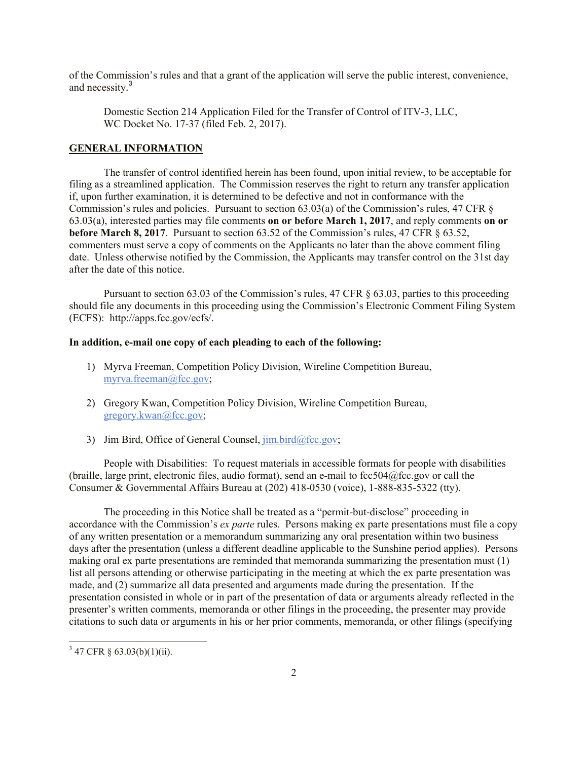of the Commission's rules and that a grant of the application will serve the public interest, convenience, and necessity.[3]

Domestic Section 214 Application Filed for the Transfer of Control of ITV-3, LLC, WC Docket No. 17-37 (filed Feb. 2, 2017).

**GENERAL INFORMATION**

The transfer of control identified herein has been found, upon initial review, to be acceptable for filing as a streamlined application. The Commission reserves the right to return any transfer application if, upon further examination, it is determined to be defective and not in conformance with the Commission's rules and policies. Pursuant to section 63.03(a) of the Commission's rules, 47 CFR § 63.03(a), interested parties may file comments **on or before March 1, 2017**, and reply comments **on or before March 8, 2017**. Pursuant to section 63.52 of the Commission's rules, 47 CFR § 63.52, commenters must serve a copy of comments on the Applicants no later than the above comment filing date. Unless otherwise notified by the Commission, the Applicants may transfer control on the 31st day after the date of this notice.

Pursuant to section 63.03 of the Commission's rules, 47 CFR § 63.03, parties to this proceeding should file any documents in this proceeding using the Commission's Electronic Comment Filing System (ECFS): http://apps.fcc.gov/ecfs/.

**In addition, e-mail one copy of each pleading to each of the following:**

1) Myrva Freeman, Competition Policy Division, Wireline Competition Bureau, myrva.freeman@fcc.gov;

2) Gregory Kwan, Competition Policy Division, Wireline Competition Bureau, gregory.kwan@fcc.gov;

3) Jim Bird, Office of General Counsel, jim.bird@fcc.gov;

People with Disabilities: To request materials in accessible formats for people with disabilities (braille, large print, electronic files, audio format), send an e-mail to fcc504@fcc.gov or call the Consumer & Governmental Affairs Bureau at (202) 418-0530 (voice), 1-888-835-5322 (tty).

The proceeding in this Notice shall be treated as a "permit-but-disclose" proceeding in accordance with the Commission's *ex parte* rules. Persons making ex parte presentations must file a copy of any written presentation or a memorandum summarizing any oral presentation within two business days after the presentation (unless a different deadline applicable to the Sunshine period applies). Persons making oral ex parte presentations are reminded that memoranda summarizing the presentation must (1) list all persons attending or otherwise participating in the meeting at which the ex parte presentation was made, and (2) summarize all data presented and arguments made during the presentation. If the presentation consisted in whole or in part of the presentation of data or arguments already reflected in the presenter's written comments, memoranda or other filings in the proceeding, the presenter may provide citations to such data or arguments in his or her prior comments, memoranda, or other filings (specifying

[3] 47 CFR § 63.03(b)(1)(ii).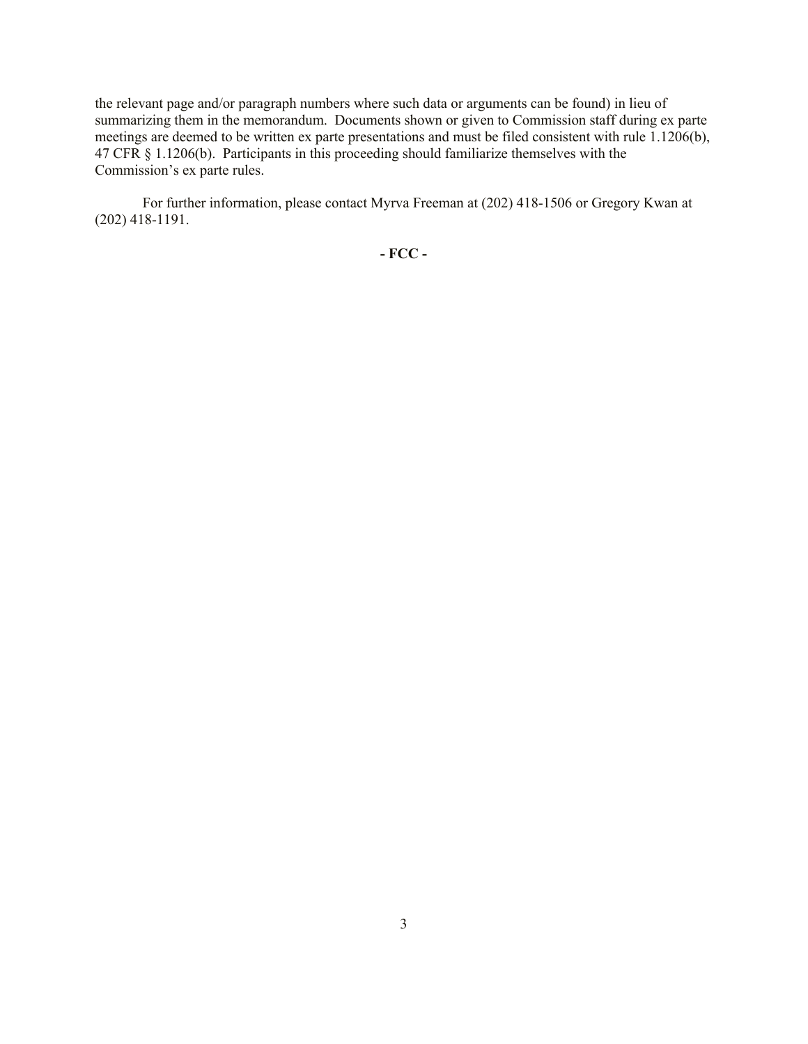the relevant page and/or paragraph numbers where such data or arguments can be found) in lieu of summarizing them in the memorandum. Documents shown or given to Commission staff during ex parte meetings are deemed to be written ex parte presentations and must be filed consistent with rule 1.1206(b), 47 CFR § 1.1206(b). Participants in this proceeding should familiarize themselves with the Commission's ex parte rules.

For further information, please contact Myrva Freeman at (202) 418-1506 or Gregory Kwan at (202) 418-1191.

**- FCC -**